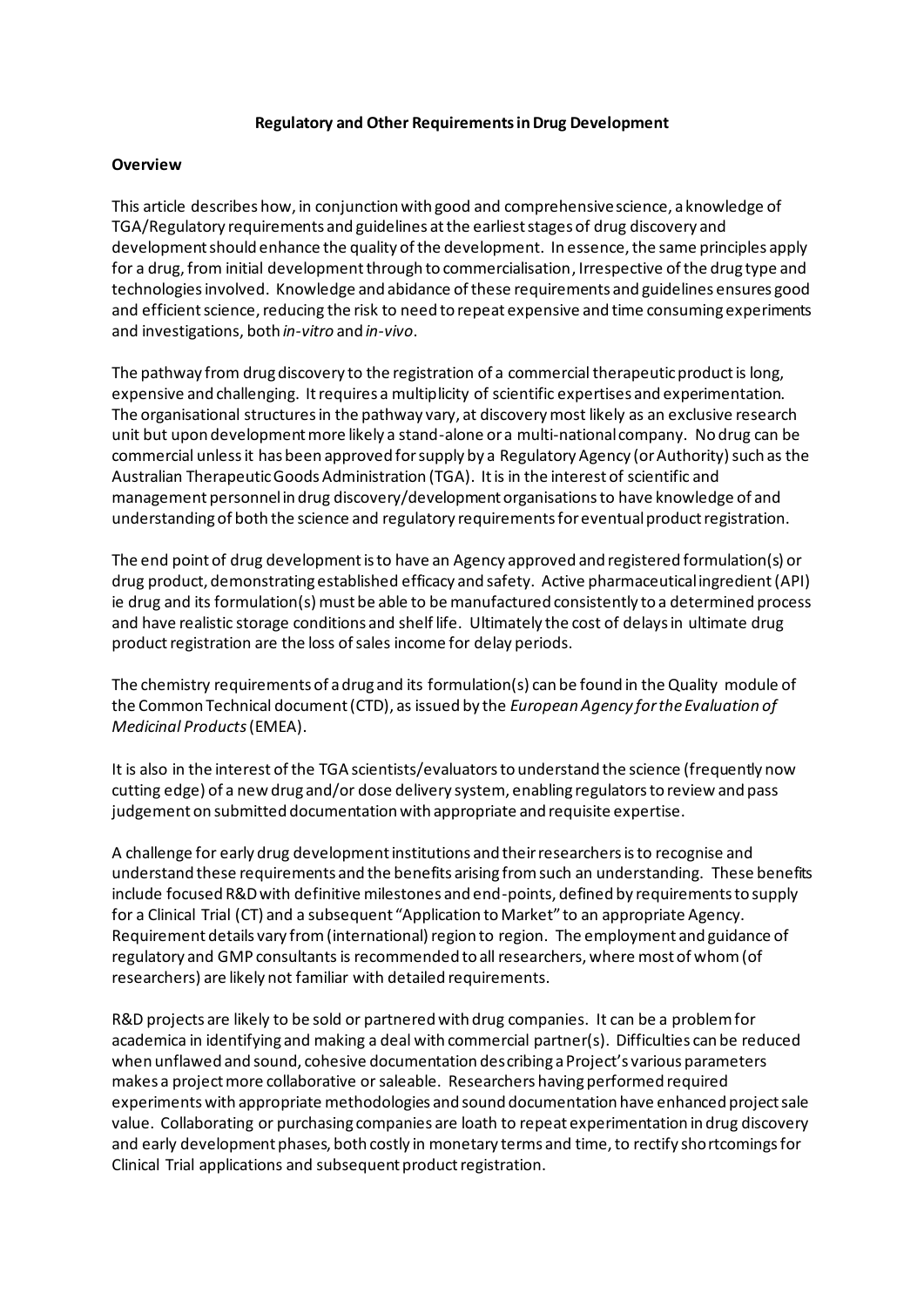**Regulatory and Other Requirements in Drug Development**

**Overview**

This article describes how, in conjunction with good and comprehensive science, a knowledge of TGA/Regulatory requirements and guidelines at the earliest stages of drug discovery and development should enhance the quality of the development. In essence, the same principles apply for a drug, from initial development through to commercialisation, Irrespective of the drug type and technologies involved. Knowledge and abidance of these requirements and guidelines ensures good and efficient science, reducing the risk to need to repeat expensive and time consuming experiments and investigations, both *in-vitro* and *in-vivo*.

The pathway from drug discovery to the registration of a commercial therapeutic product is long, expensive and challenging. It requires a multiplicity of scientific expertises and experimentation. The organisational structures in the pathway vary, at discovery most likely as an exclusive research unit but upon development more likely a stand-alone or a multi-national company. No drug can be commercial unless it has been approved for supply by a Regulatory Agency (or Authority) such as the Australian Therapeutic Goods Administration (TGA). It is in the interest of scientific and management personnel in drug discovery/development organisations to have knowledge of and understanding of both the science and regulatory requirements for eventual product registration.

The end point of drug development is to have an Agency approved and registered formulation(s) or drug product, demonstrating established efficacy and safety. Active pharmaceutical ingredient (API) ie drug and its formulation(s) must be able to be manufactured consistently to a determined process and have realistic storage conditions and shelf life. Ultimately the cost of delays in ultimate drug product registration are the loss of sales income for delay periods.

The chemistry requirements of a drug and its formulation(s) can be found in the Quality module of the Common Technical document (CTD), as issued by the *European Agency for the Evaluation of Medicinal Products* (EMEA).

It is also in the interest of the TGA scientists/evaluators to understand the science (frequently now cutting edge) of a new drug and/or dose delivery system, enabling regulators to review and pass judgement on submitted documentation with appropriate and requisite expertise.

A challenge for early drug development institutions and their researchers is to recognise and understand these requirements and the benefits arising from such an understanding. These benefits include focused R&D with definitive milestones and end-points, defined by requirements to supply for a Clinical Trial (CT) and a subsequent "Application to Market" to an appropriate Agency. Requirement details vary from (international) region to region. The employment and guidance of regulatory and GMP consultants is recommended to all researchers, where most of whom (of researchers) are likely not familiar with detailed requirements.

R&D projects are likely to be sold or partnered with drug companies. It can be a problem for academica in identifying and making a deal with commercial partner(s). Difficulties can be reduced when unflawed and sound, cohesive documentation describing a Project's various parameters makes a project more collaborative or saleable. Researchers having performed required experiments with appropriate methodologies and sound documentation have enhanced project sale value. Collaborating or purchasing companies are loath to repeat experimentation in drug discovery and early development phases, both costly in monetary terms and time, to rectify shortcomings for Clinical Trial applications and subsequent product registration.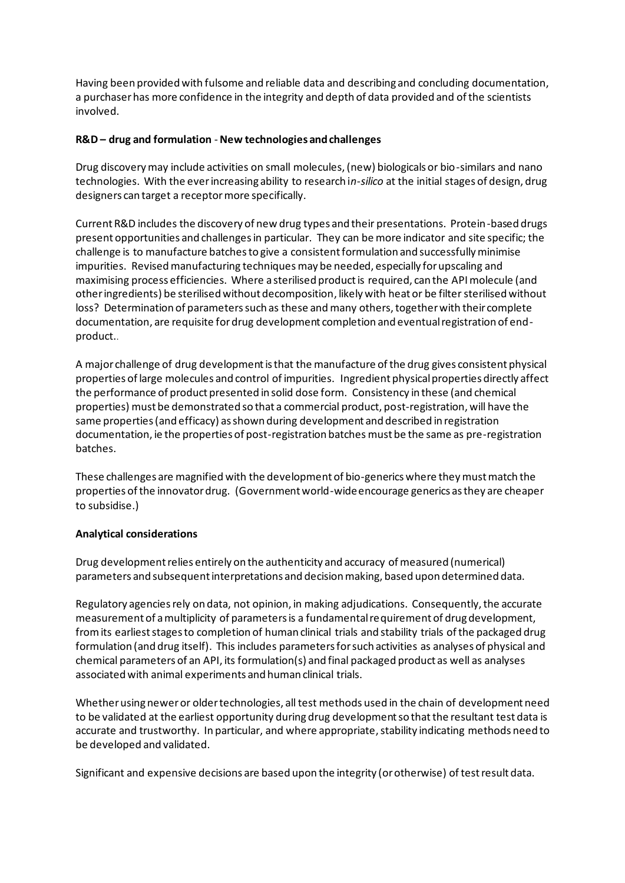Having been provided with fulsome and reliable data and describing and concluding documentation, a purchaser has more confidence in the integrity and depth of data provided and of the scientists involved.

**R&D – drug and formulation** - **New technologies and challenges**

Drug discovery may include activities on small molecules, (new) biologicals or bio-similars and nano technologies. With the ever increasing ability to research i*n-silico* at the initial stages of design, drug designers can target a receptor more specifically.

Current R&D includes the discovery of new drug types and their presentations. Protein-based drugs present opportunities and challenges in particular. They can be more indicator and site specific; the challenge is to manufacture batches to give a consistent formulation and successfully minimise impurities. Revised manufacturing techniques may be needed, especially for upscaling and maximising process efficiencies. Where a sterilised product is required, can the API molecule (and other ingredients) be sterilised without decomposition, likely with heat or be filter sterilised without loss? Determination of parameters such as these and many others, together with their complete documentation, are requisite for drug development completion and eventual registration of end-product..

A major challenge of drug development is that the manufacture of the drug gives consistent physical properties of large molecules and control of impurities. Ingredient physical properties directly affect the performance of product presented in solid dose form. Consistency in these (and chemical properties) must be demonstrated so that a commercial product, post-registration, will have the same properties (and efficacy) as shown during development and described in registration documentation, ie the properties of post-registration batches must be the same as pre-registration batches.

These challenges are magnified with the development of bio-generics where they must match the properties of the innovator drug. (Government world-wide encourage generics as they are cheaper to subsidise.)

**Analytical considerations**

Drug development relies entirely on the authenticity and accuracy of measured (numerical) parameters and subsequent interpretations and decision making, based upon determined data.

Regulatory agencies rely on data, not opinion, in making adjudications. Consequently, the accurate measurement of a multiplicity of parameters is a fundamental requirement of drug development, from its earliest stages to completion of human clinical trials and stability trials of the packaged drug formulation (and drug itself). This includes parameters for such activities as analyses of physical and chemical parameters of an API, its formulation(s) and final packaged product as well as analyses associated with animal experiments and human clinical trials.

Whether using newer or older technologies, all test methods used in the chain of development need to be validated at the earliest opportunity during drug development so that the resultant test data is accurate and trustworthy. In particular, and where appropriate, stability indicating methods need to be developed and validated.

Significant and expensive decisions are based upon the integrity (or otherwise) of test result data.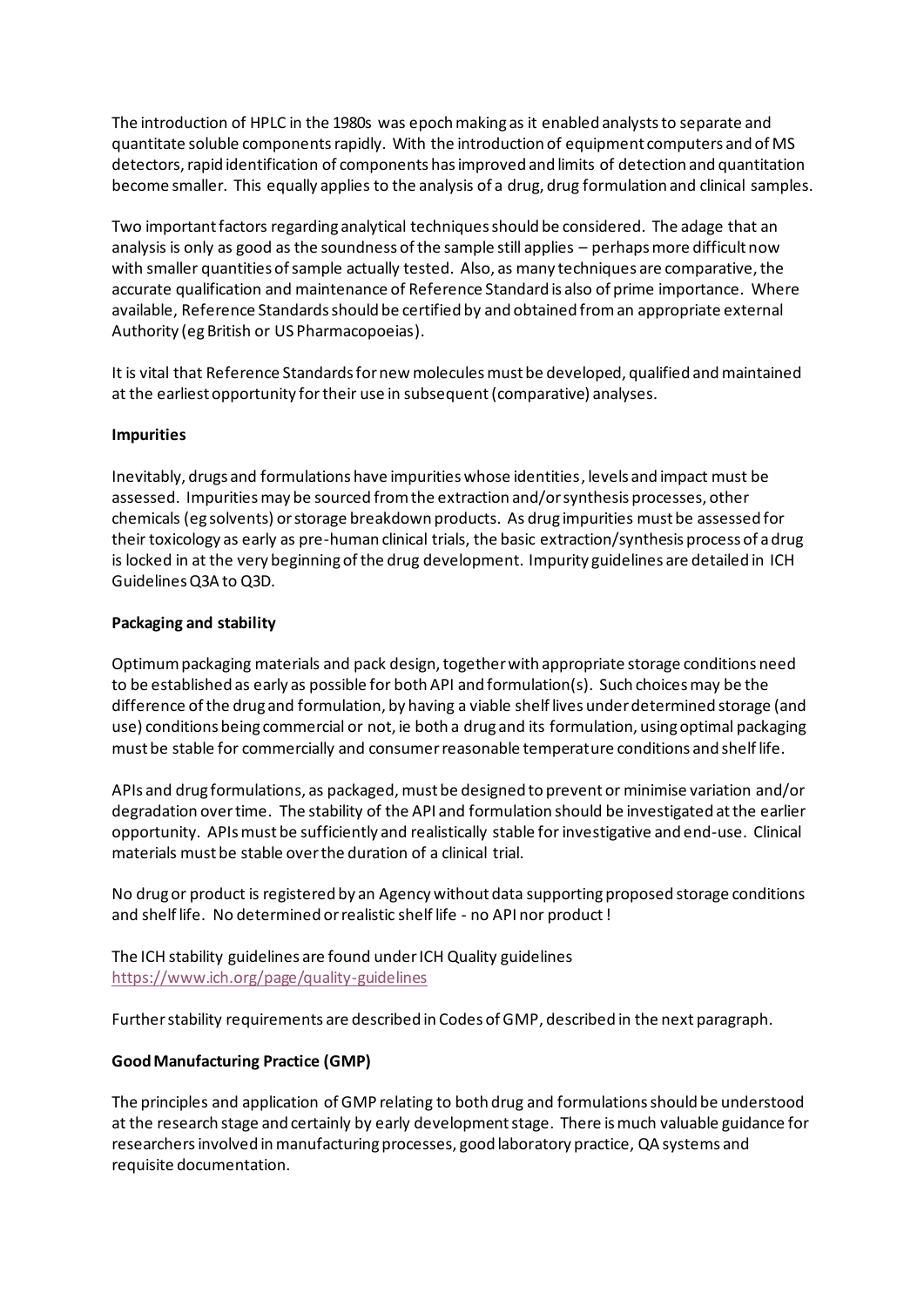The introduction of HPLC in the 1980s was epoch making as it enabled analysts to separate and quantitate soluble components rapidly. With the introduction of equipment computers and of MS detectors, rapid identification of components has improved and limits of detection and quantitation become smaller. This equally applies to the analysis of a drug, drug formulation and clinical samples.

Two important factors regarding analytical techniques should be considered. The adage that an analysis is only as good as the soundness of the sample still applies – perhaps more difficult now with smaller quantities of sample actually tested. Also, as many techniques are comparative, the accurate qualification and maintenance of Reference Standard is also of prime importance. Where available, Reference Standards should be certified by and obtained from an appropriate external Authority (eg British or US Pharmacopoeias).

It is vital that Reference Standards for new molecules must be developed, qualified and maintained at the earliest opportunity for their use in subsequent (comparative) analyses.

**Impurities**

Inevitably, drugs and formulations have impurities whose identities, levels and impact must be assessed. Impurities may be sourced from the extraction and/or synthesis processes, other chemicals (eg solvents) or storage breakdown products. As drug impurities must be assessed for their toxicology as early as pre-human clinical trials, the basic extraction/synthesis process of a drug is locked in at the very beginning of the drug development. Impurity guidelines are detailed in ICH Guidelines Q3A to Q3D.

**Packaging and stability**

Optimum packaging materials and pack design, together with appropriate storage conditions need to be established as early as possible for both API and formulation(s). Such choices may be the difference of the drug and formulation, by having a viable shelf lives under determined storage (and use) conditions being commercial or not, ie both a drug and its formulation, using optimal packaging must be stable for commercially and consumer reasonable temperature conditions and shelf life.

APIs and drug formulations, as packaged, must be designed to prevent or minimise variation and/or degradation over time. The stability of the API and formulation should be investigated at the earlier opportunity. APIs must be sufficiently and realistically stable for investigative and end-use. Clinical materials must be stable over the duration of a clinical trial.

No drug or product is registered by an Agency without data supporting proposed storage conditions and shelf life. No determined or realistic shelf life - no API nor product !

The ICH stability guidelines are found under ICH Quality guidelines
https://www.ich.org/page/quality-guidelines

Further stability requirements are described in Codes of GMP, described in the next paragraph.

**Good Manufacturing Practice (GMP)**

The principles and application of GMP relating to both drug and formulations should be understood at the research stage and certainly by early development stage. There is much valuable guidance for researchers involved in manufacturing processes, good laboratory practice, QA systems and requisite documentation.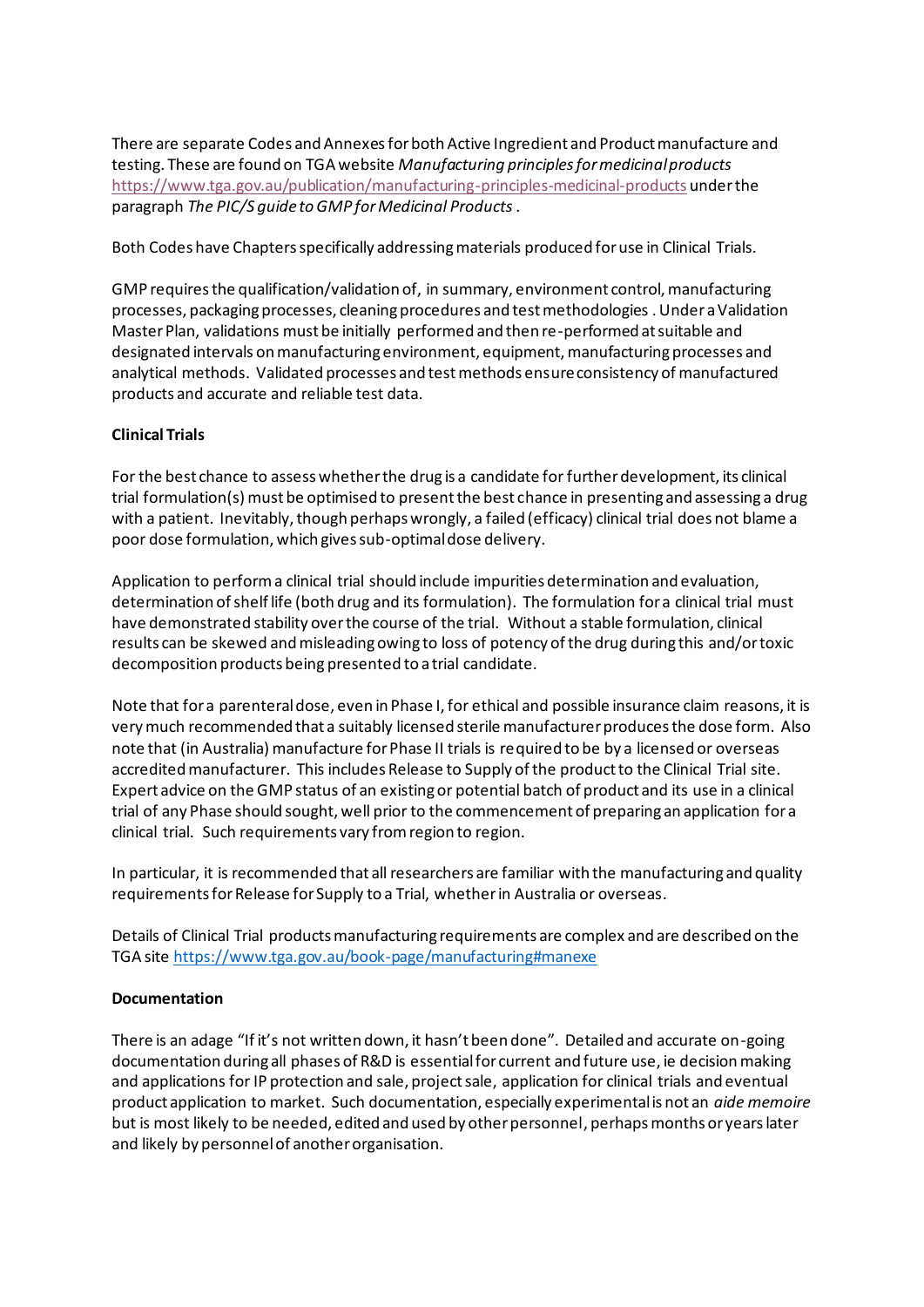There are separate Codes and Annexes for both Active Ingredient and Product manufacture and testing. These are found on TGA website *Manufacturing principles for medicinal products* https://www.tga.gov.au/publication/manufacturing-principles-medicinal-products under the paragraph *The PIC/S guide to GMP for Medicinal Products* .

Both Codes have Chapters specifically addressing materials produced for use in Clinical Trials.

GMP requires the qualification/validation of, in summary, environment control, manufacturing processes, packaging processes, cleaning procedures and test methodologies . Under a Validation Master Plan, validations must be initially performed and then re-performed at suitable and designated intervals on manufacturing environment, equipment, manufacturing processes and analytical methods. Validated processes and test methods ensure consistency of manufactured products and accurate and reliable test data.

**Clinical Trials**

For the best chance to assess whether the drug is a candidate for further development, its clinical trial formulation(s) must be optimised to present the best chance in presenting and assessing a drug with a patient. Inevitably, though perhaps wrongly, a failed (efficacy) clinical trial does not blame a poor dose formulation, which gives sub-optimal dose delivery.

Application to perform a clinical trial should include impurities determination and evaluation, determination of shelf life (both drug and its formulation). The formulation for a clinical trial must have demonstrated stability over the course of the trial. Without a stable formulation, clinical results can be skewed and misleading owing to loss of potency of the drug during this and/or toxic decomposition products being presented to a trial candidate.

Note that for a parenteral dose, even in Phase I, for ethical and possible insurance claim reasons, it is very much recommended that a suitably licensed sterile manufacturer produces the dose form. Also note that (in Australia) manufacture for Phase II trials is required to be by a licensed or overseas accredited manufacturer. This includes Release to Supply of the product to the Clinical Trial site. Expert advice on the GMP status of an existing or potential batch of product and its use in a clinical trial of any Phase should sought, well prior to the commencement of preparing an application for a clinical trial. Such requirements vary from region to region.

In particular, it is recommended that all researchers are familiar with the manufacturing and quality requirements for Release for Supply to a Trial, whether in Australia or overseas.

Details of Clinical Trial products manufacturing requirements are complex and are described on the TGA site https://www.tga.gov.au/book-page/manufacturing#manexe

**Documentation**

There is an adage "If it's not written down, it hasn't been done". Detailed and accurate on-going documentation during all phases of R&D is essential for current and future use, ie decision making and applications for IP protection and sale, project sale, application for clinical trials and eventual product application to market. Such documentation, especially experimental is not an *aide memoire* but is most likely to be needed, edited and used by other personnel, perhaps months or years later and likely by personnel of another organisation.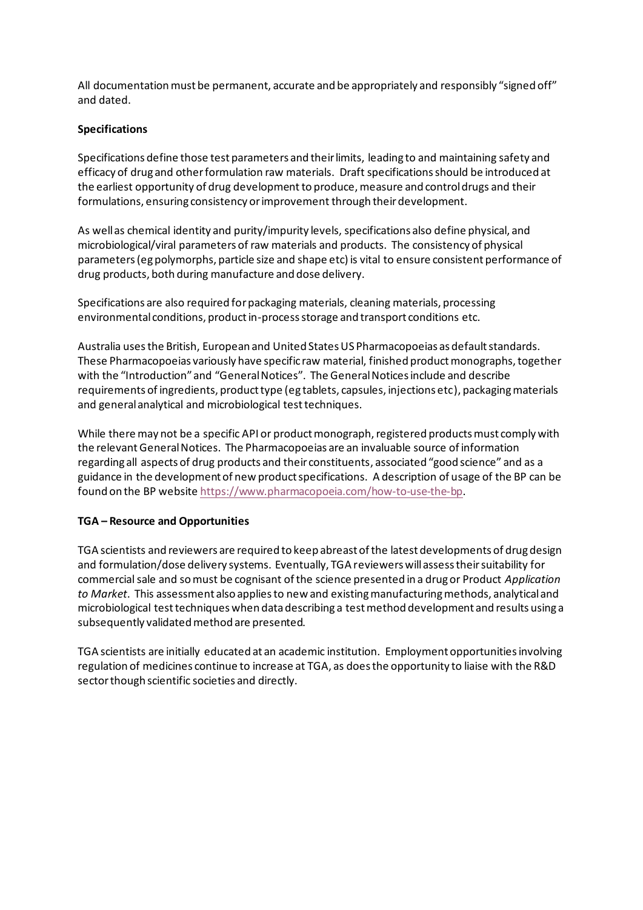All documentation must be permanent, accurate and be appropriately and responsibly "signed off" and dated.

**Specifications**

Specifications define those test parameters and their limits, leading to and maintaining safety and efficacy of drug and other formulation raw materials. Draft specifications should be introduced at the earliest opportunity of drug development to produce, measure and control drugs and their formulations, ensuring consistency or improvement through their development.

As well as chemical identity and purity/impurity levels, specifications also define physical, and microbiological/viral parameters of raw materials and products. The consistency of physical parameters (eg polymorphs, particle size and shape etc) is vital to ensure consistent performance of drug products, both during manufacture and dose delivery.

Specifications are also required for packaging materials, cleaning materials, processing environmental conditions, product in-process storage and transport conditions etc.

Australia uses the British, European and United States US Pharmacopoeias as default standards. These Pharmacopoeias variously have specific raw material, finished product monographs, together with the "Introduction" and "General Notices". The General Notices include and describe requirements of ingredients, product type (eg tablets, capsules, injections etc), packaging materials and general analytical and microbiological test techniques.

While there may not be a specific API or product monograph, registered products must comply with the relevant General Notices. The Pharmacopoeias are an invaluable source of information regarding all aspects of drug products and their constituents, associated "good science" and as a guidance in the development of new product specifications. A description of usage of the BP can be found on the BP website https://www.pharmacopoeia.com/how-to-use-the-bp.

**TGA – Resource and Opportunities**

TGA scientists and reviewers are required to keep abreast of the latest developments of drug design and formulation/dose delivery systems. Eventually, TGA reviewers will assess their suitability for commercial sale and so must be cognisant of the science presented in a drug or Product *Application to Market*. This assessment also applies to new and existing manufacturing methods, analytical and microbiological test techniques when data describing a test method development and results using a subsequently validated method are presented.

TGA scientists are initially educated at an academic institution. Employment opportunities involving regulation of medicines continue to increase at TGA, as does the opportunity to liaise with the R&D sector though scientific societies and directly.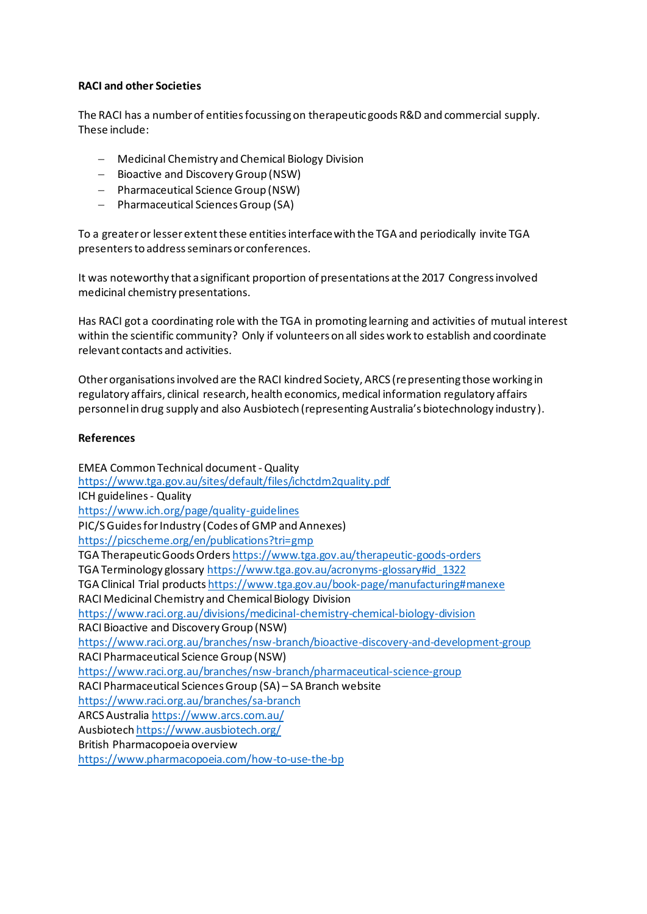**RACI and other Societies**

The RACI has a number of entities focussing on therapeutic goods R&D and commercial supply. These include:

- Medicinal Chemistry and Chemical Biology Division
- Bioactive and Discovery Group (NSW)
- Pharmaceutical Science Group (NSW)
- Pharmaceutical Sciences Group (SA)

To a greater or lesser extent these entities interface with the TGA and periodically invite TGA presenters to address seminars or conferences.

It was noteworthy that a significant proportion of presentations at the 2017 Congress involved medicinal chemistry presentations.

Has RACI got a coordinating role with the TGA in promoting learning and activities of mutual interest within the scientific community? Only if volunteers on all sides work to establish and coordinate relevant contacts and activities.

Other organisations involved are the RACI kindred Society, ARCS (representing those working in regulatory affairs, clinical research, health economics, medical information regulatory affairs personnel in drug supply and also Ausbiotech (representing Australia's biotechnology industry).

**References**

EMEA Common Technical document - Quality
https://www.tga.gov.au/sites/default/files/ichctdm2quality.pdf
ICH guidelines - Quality
https://www.ich.org/page/quality-guidelines
PIC/S Guides for Industry (Codes of GMP and Annexes)
https://picscheme.org/en/publications?tri=gmp
TGA Therapeutic Goods Orders https://www.tga.gov.au/therapeutic-goods-orders
TGA Terminology glossary https://www.tga.gov.au/acronyms-glossary#id_1322
TGA Clinical Trial products https://www.tga.gov.au/book-page/manufacturing#manexe
RACI Medicinal Chemistry and Chemical Biology Division
https://www.raci.org.au/divisions/medicinal-chemistry-chemical-biology-division
RACI Bioactive and Discovery Group (NSW)
https://www.raci.org.au/branches/nsw-branch/bioactive-discovery-and-development-group
RACI Pharmaceutical Science Group (NSW)
https://www.raci.org.au/branches/nsw-branch/pharmaceutical-science-group
RACI Pharmaceutical Sciences Group (SA) – SA Branch website
https://www.raci.org.au/branches/sa-branch
ARCS Australia https://www.arcs.com.au/
Ausbiotech https://www.ausbiotech.org/
British Pharmacopoeia overview
https://www.pharmacopoeia.com/how-to-use-the-bp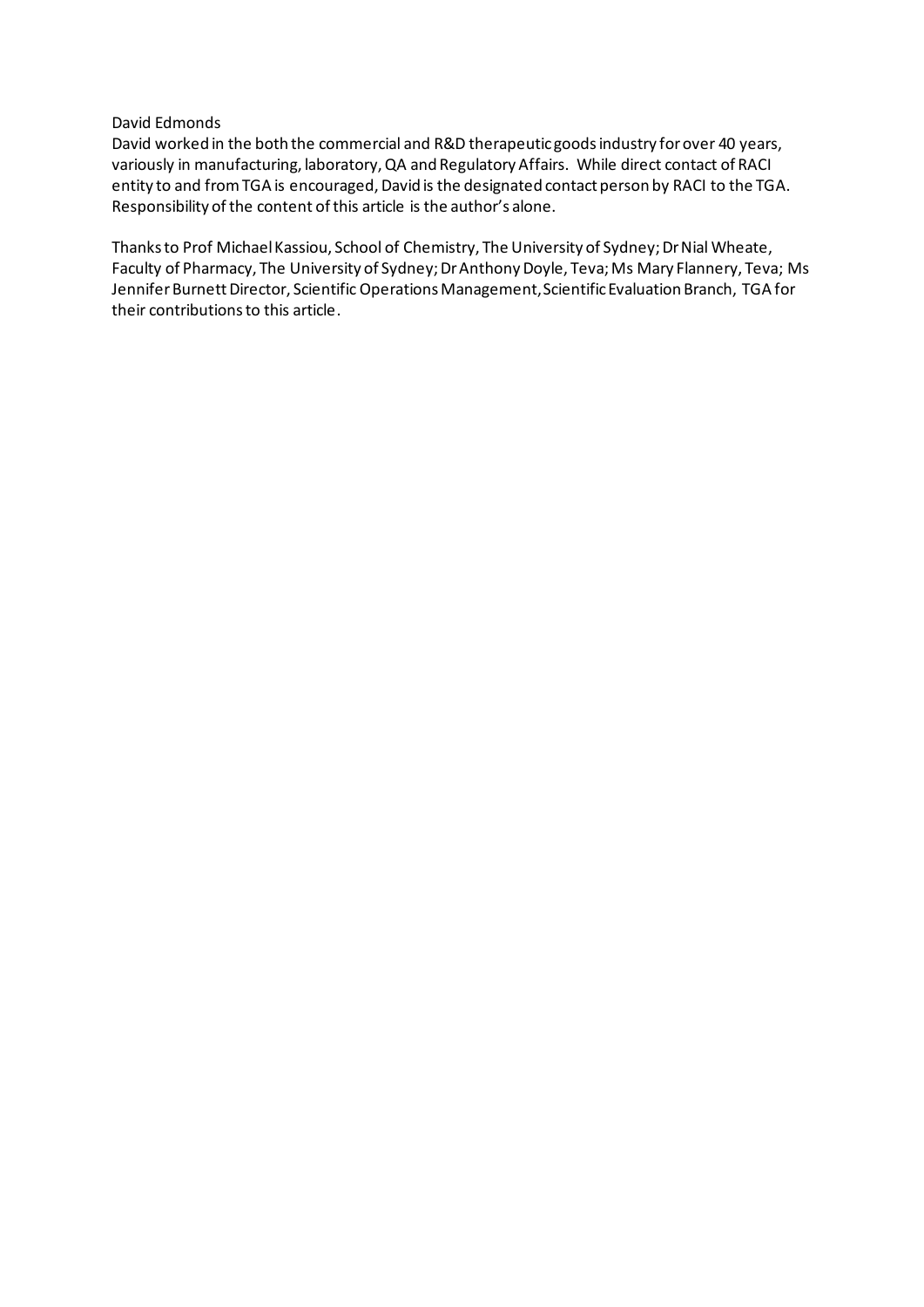David Edmonds

David worked in the both the commercial and R&D therapeutic goods industry for over 40 years, variously in manufacturing, laboratory, QA and Regulatory Affairs. While direct contact of RACI entity to and from TGA is encouraged, David is the designated contact person by RACI to the TGA. Responsibility of the content of this article is the author's alone.

Thanks to Prof Michael Kassiou, School of Chemistry, The University of Sydney; Dr Nial Wheate, Faculty of Pharmacy, The University of Sydney; Dr Anthony Doyle, Teva; Ms Mary Flannery, Teva; Ms Jennifer Burnett Director, Scientific Operations Management, Scientific Evaluation Branch, TGA for their contributions to this article.